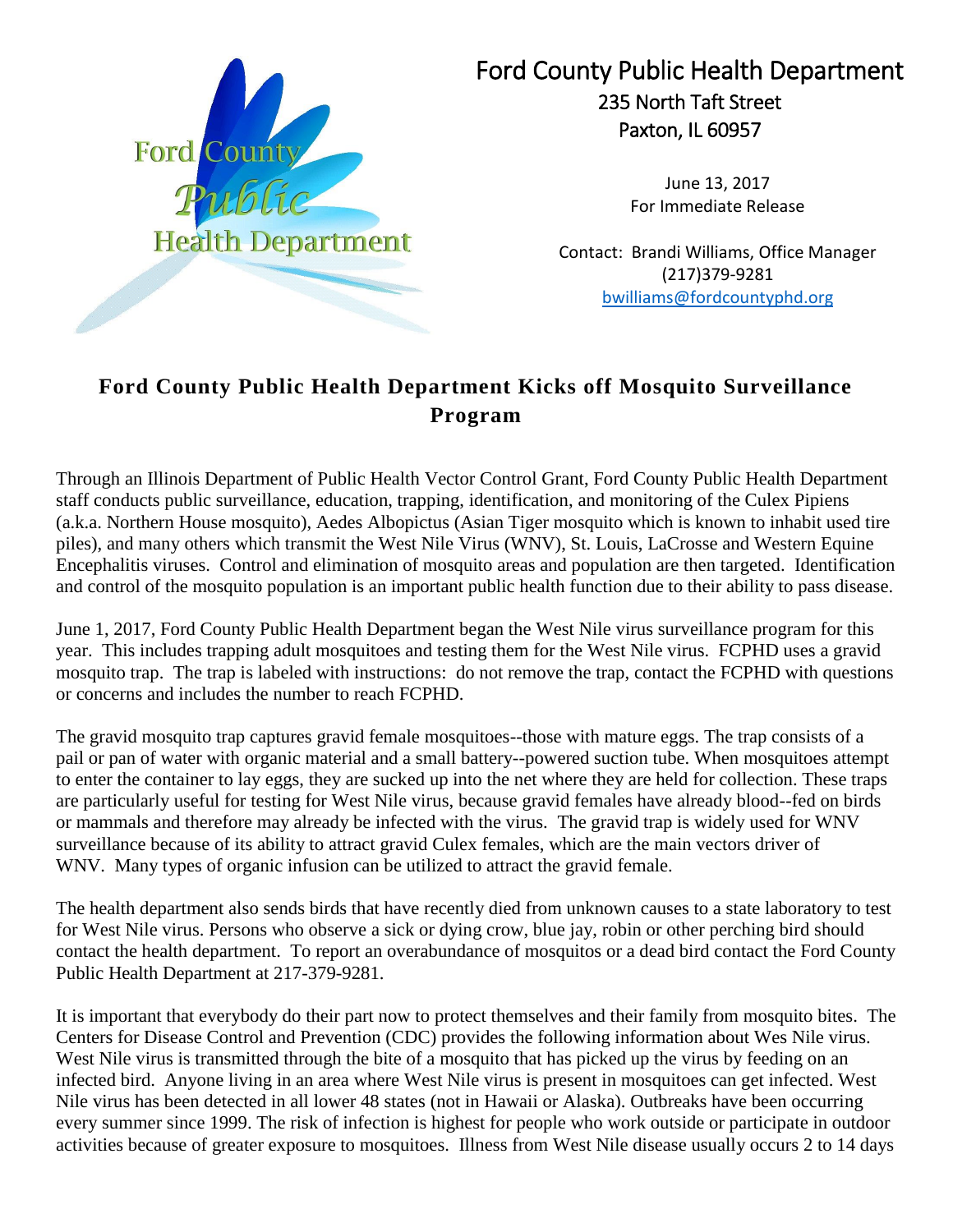Ford County Public Health Department

235 North Taft Street

Paxton, IL 60957

June 13, 2017

For Immediate Release

Contact: Brandi Williams, Office Manager

(217)379-9281

bwilliams@fordcountyphd.org

# Ford County Public Health Department Kicks off Mosquito Surveillance Program

Through an Illinois Department of Public Health Vector Control Grant, Ford County Public Health Department staff conducts public surveillance, education, trapping, identification, and monitoring of the Culex Pipiens (a.k.a. Northern House mosquito), Aedes Albopictus (Asian Tiger mosquito which is known to inhabit used tire piles), and many others which transmit the West Nile Virus (WNV), St. Louis, LaCrosse and Western Equine Encephalitis viruses. Control and elimination of mosquito areas and population are then targeted. Identification and control of the mosquito population is an important public health function due to their ability to pass disease.

June 1, 2017, Ford County Public Health Department began the West Nile virus surveillance program for this year. This includes trapping adult mosquitoes and testing them for the West Nile virus. FCPHD uses a gravid mosquito trap. The trap is labeled with instructions: do not remove the trap, contact the FCPHD with questions or concerns and includes the number to reach FCPHD.

The gravid mosquito trap captures gravid female mosquitoes--those with mature eggs. The trap consists of a pail or pan of water with organic material and a small battery--powered suction tube. When mosquitoes attempt to enter the container to lay eggs, they are sucked up into the net where they are held for collection. These traps are particularly useful for testing for West Nile virus, because gravid females have already blood--fed on birds or mammals and therefore may already be infected with the virus. The gravid trap is widely used for WNV surveillance because of its ability to attract gravid Culex females, which are the main vectors driver of WNV. Many types of organic infusion can be utilized to attract the gravid female.

The health department also sends birds that have recently died from unknown causes to a state laboratory to test for West Nile virus. Persons who observe a sick or dying crow, blue jay, robin or other perching bird should contact the health department. To report an overabundance of mosquitos or a dead bird contact the Ford County Public Health Department at 217-379-9281.

It is important that everybody do their part now to protect themselves and their family from mosquito bites. The Centers for Disease Control and Prevention (CDC) provides the following information about Wes Nile virus. West Nile virus is transmitted through the bite of a mosquito that has picked up the virus by feeding on an infected bird. Anyone living in an area where West Nile virus is present in mosquitoes can get infected. West Nile virus has been detected in all lower 48 states (not in Hawaii or Alaska). Outbreaks have been occurring every summer since 1999. The risk of infection is highest for people who work outside or participate in outdoor activities because of greater exposure to mosquitoes. Illness from West Nile disease usually occurs 2 to 14 days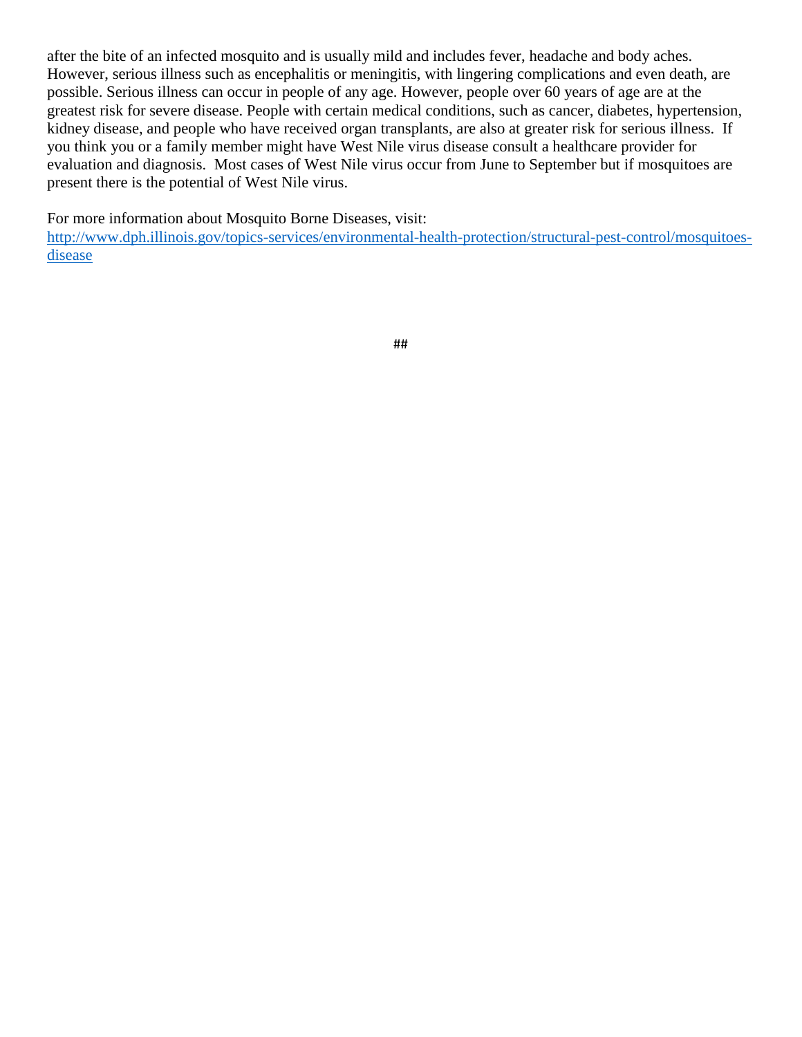after the bite of an infected mosquito and is usually mild and includes fever, headache and body aches. However, serious illness such as encephalitis or meningitis, with lingering complications and even death, are possible. Serious illness can occur in people of any age. However, people over 60 years of age are at the greatest risk for severe disease. People with certain medical conditions, such as cancer, diabetes, hypertension, kidney disease, and people who have received organ transplants, are also at greater risk for serious illness. If you think you or a family member might have West Nile virus disease consult a healthcare provider for evaluation and diagnosis. Most cases of West Nile virus occur from June to September but if mosquitoes are present there is the potential of West Nile virus.

For more information about Mosquito Borne Diseases, visit:
[http://www.dph.illinois.gov/topics-services/environmental-health-protection/structural-pest-control/mosquitoes-disease](http://www.dph.illinois.gov/topics-services/environmental-health-protection/structural-pest-control/mosquitoes-disease)

##